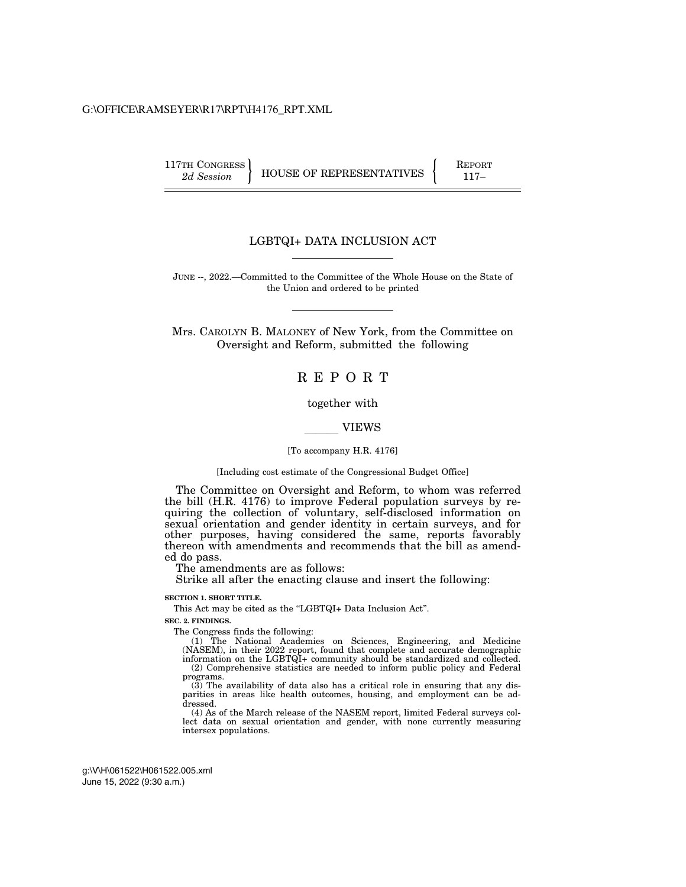117TH CONGRESS
*2d Session*

HOUSE OF REPRESENTATIVES

REPORT
117–

# LGBTQI+ DATA INCLUSION ACT

JUNE --, 2022.—Committed to the Committee of the Whole House on the State of the Union and ordered to be printed

Mrs. CAROLYN B. MALONEY of New York, from the Committee on Oversight and Reform, submitted the following

## REPORT

together with

\_\_\_\_\_\_ VIEWS

[To accompany H.R. 4176]

[Including cost estimate of the Congressional Budget Office]

The Committee on Oversight and Reform, to whom was referred the bill (H.R. 4176) to improve Federal population surveys by requiring the collection of voluntary, self-disclosed information on sexual orientation and gender identity in certain surveys, and for other purposes, having considered the same, reports favorably thereon with amendments and recommends that the bill as amended do pass.

The amendments are as follows:

Strike all after the enacting clause and insert the following:

**SECTION 1. SHORT TITLE.**

This Act may be cited as the "LGBTQI+ Data Inclusion Act".

**SEC. 2. FINDINGS.**

The Congress finds the following:

(1) The National Academies on Sciences, Engineering, and Medicine (NASEM), in their 2022 report, found that complete and accurate demographic information on the LGBTQI+ community should be standardized and collected.

(2) Comprehensive statistics are needed to inform public policy and Federal programs.

(3) The availability of data also has a critical role in ensuring that any disparities in areas like health outcomes, housing, and employment can be addressed.

(4) As of the March release of the NASEM report, limited Federal surveys collect data on sexual orientation and gender, with none currently measuring intersex populations.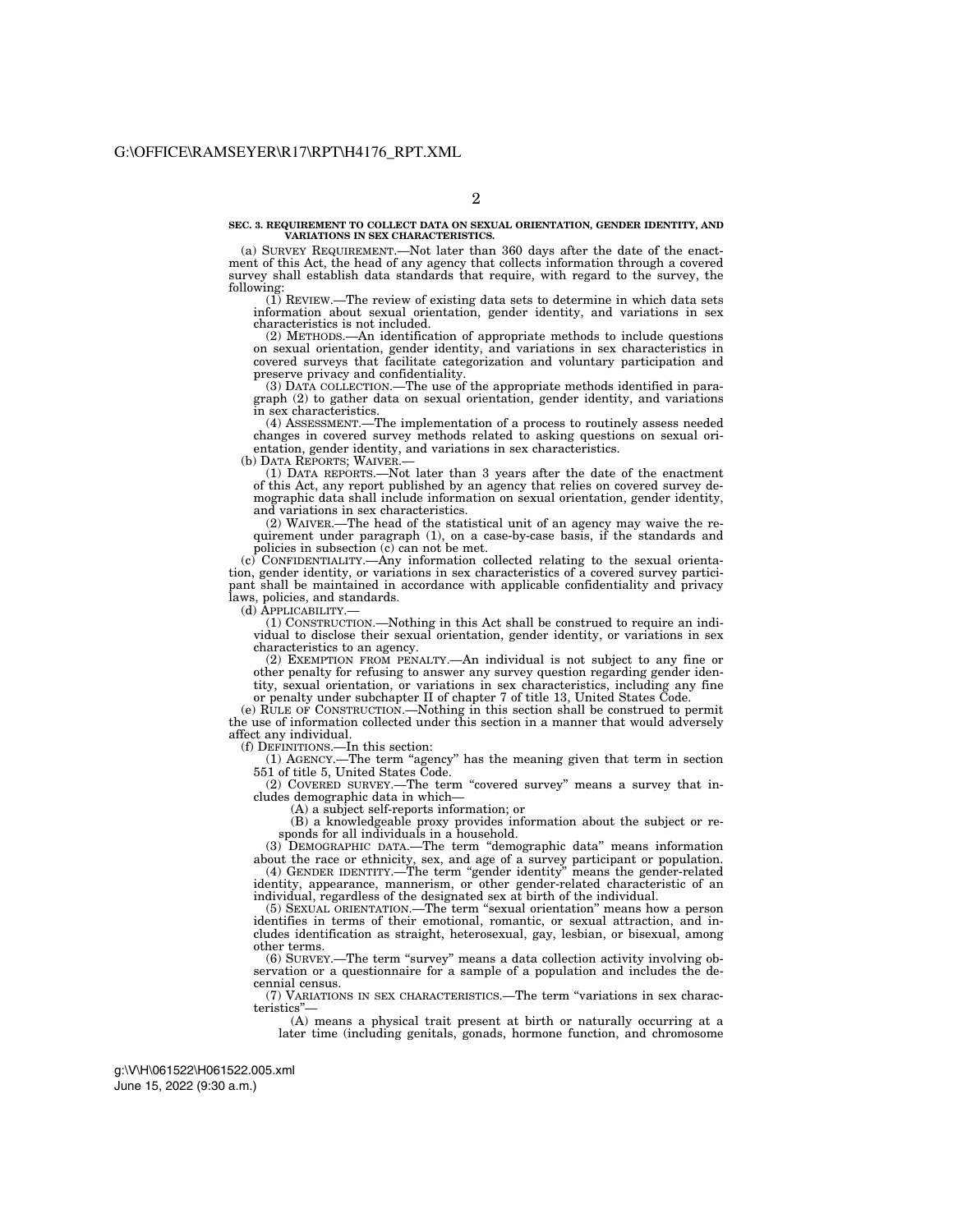**SEC. 3. REQUIREMENT TO COLLECT DATA ON SEXUAL ORIENTATION, GENDER IDENTITY, AND VARIATIONS IN SEX CHARACTERISTICS.**

(a) SURVEY REQUIREMENT.—Not later than 360 days after the date of the enactment of this Act, the head of any agency that collects information through a covered survey shall establish data standards that require, with regard to the survey, the following:

(1) REVIEW.—The review of existing data sets to determine in which data sets information about sexual orientation, gender identity, and variations in sex characteristics is not included.

(2) METHODS.—An identification of appropriate methods to include questions on sexual orientation, gender identity, and variations in sex characteristics in covered surveys that facilitate categorization and voluntary participation and preserve privacy and confidentiality.

(3) DATA COLLECTION.—The use of the appropriate methods identified in paragraph (2) to gather data on sexual orientation, gender identity, and variations in sex characteristics.

(4) ASSESSMENT.—The implementation of a process to routinely assess needed changes in covered survey methods related to asking questions on sexual orientation, gender identity, and variations in sex characteristics.

(b) DATA REPORTS; WAIVER.—

(1) DATA REPORTS.—Not later than 3 years after the date of the enactment of this Act, any report published by an agency that relies on covered survey demographic data shall include information on sexual orientation, gender identity, and variations in sex characteristics.

(2) WAIVER.—The head of the statistical unit of an agency may waive the requirement under paragraph (1), on a case-by-case basis, if the standards and policies in subsection (c) can not be met.

(c) CONFIDENTIALITY.—Any information collected relating to the sexual orientation, gender identity, or variations in sex characteristics of a covered survey participant shall be maintained in accordance with applicable confidentiality and privacy laws, policies, and standards.

(d) APPLICABILITY.—

(1) CONSTRUCTION.—Nothing in this Act shall be construed to require an individual to disclose their sexual orientation, gender identity, or variations in sex characteristics to an agency.

(2) EXEMPTION FROM PENALTY.—An individual is not subject to any fine or other penalty for refusing to answer any survey question regarding gender identity, sexual orientation, or variations in sex characteristics, including any fine or penalty under subchapter II of chapter 7 of title 13, United States Code.

(e) RULE OF CONSTRUCTION.—Nothing in this section shall be construed to permit the use of information collected under this section in a manner that would adversely affect any individual.

(f) DEFINITIONS.—In this section:

(1) AGENCY.—The term "agency" has the meaning given that term in section 551 of title 5, United States Code.

(2) COVERED SURVEY.—The term "covered survey" means a survey that includes demographic data in which—

(A) a subject self-reports information; or

(B) a knowledgeable proxy provides information about the subject or responds for all individuals in a household.

(3) DEMOGRAPHIC DATA.—The term "demographic data" means information about the race or ethnicity, sex, and age of a survey participant or population.

(4) GENDER IDENTITY.—The term "gender identity" means the gender-related identity, appearance, mannerism, or other gender-related characteristic of an individual, regardless of the designated sex at birth of the individual.

(5) SEXUAL ORIENTATION.—The term "sexual orientation" means how a person identifies in terms of their emotional, romantic, or sexual attraction, and includes identification as straight, heterosexual, gay, lesbian, or bisexual, among other terms.

(6) SURVEY.—The term "survey" means a data collection activity involving observation or a questionnaire for a sample of a population and includes the decennial census.

(7) VARIATIONS IN SEX CHARACTERISTICS.—The term "variations in sex characteristics"—

(A) means a physical trait present at birth or naturally occurring at a later time (including genitals, gonads, hormone function, and chromosome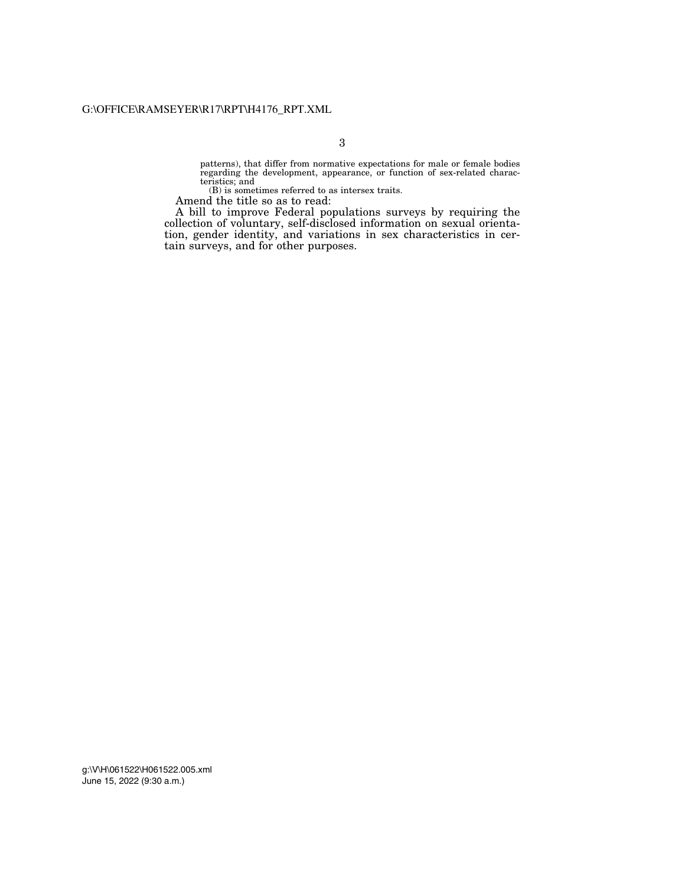patterns), that differ from normative expectations for male or female bodies regarding the development, appearance, or function of sex-related characteristics; and

(B) is sometimes referred to as intersex traits.

Amend the title so as to read:

A bill to improve Federal populations surveys by requiring the collection of voluntary, self-disclosed information on sexual orientation, gender identity, and variations in sex characteristics in certain surveys, and for other purposes.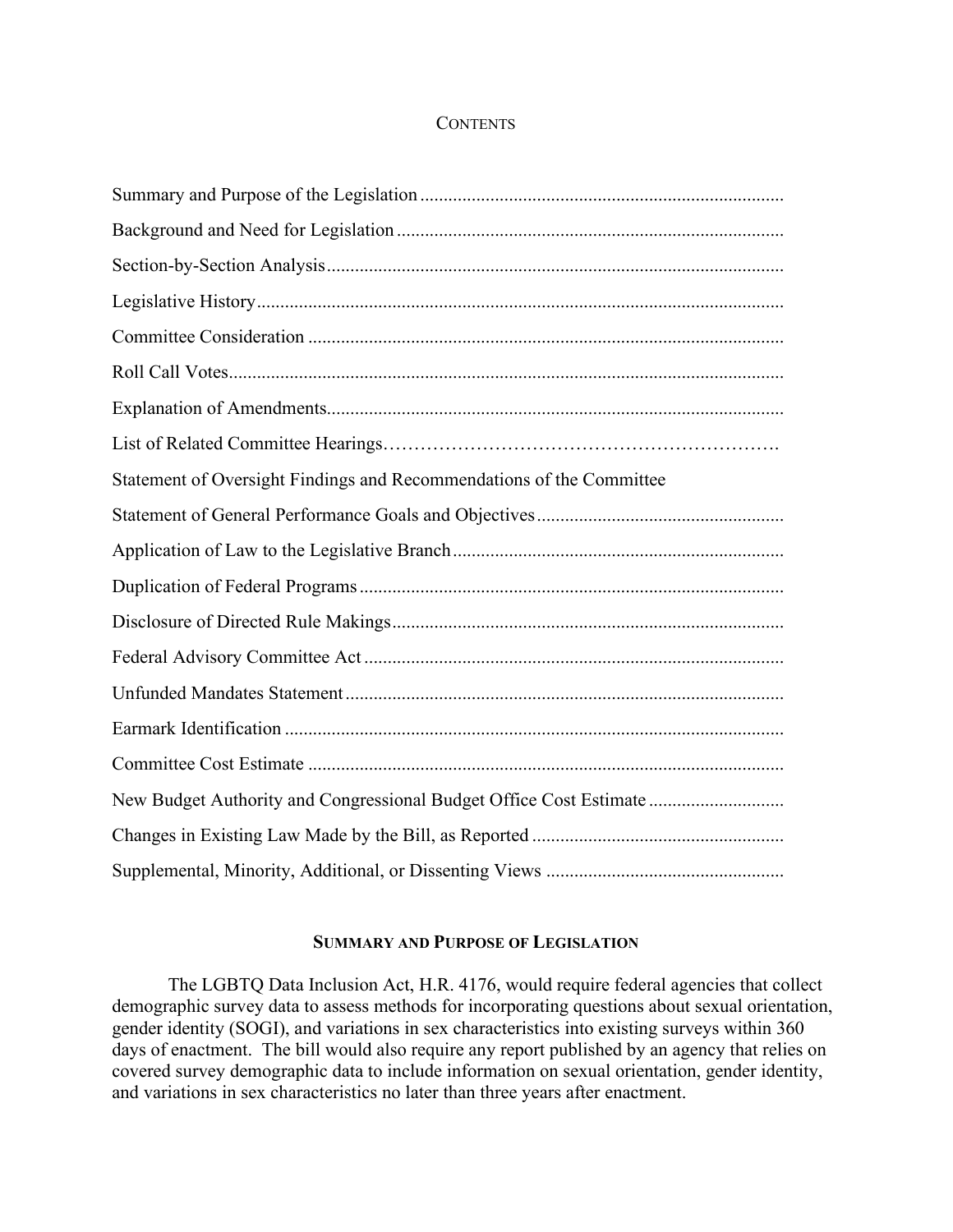## CONTENTS

- Summary and Purpose of the Legislation
- Background and Need for Legislation
- Section-by-Section Analysis
- Legislative History
- Committee Consideration
- Roll Call Votes
- Explanation of Amendments
- List of Related Committee Hearings
- Statement of Oversight Findings and Recommendations of the Committee
- Statement of General Performance Goals and Objectives
- Application of Law to the Legislative Branch
- Duplication of Federal Programs
- Disclosure of Directed Rule Makings
- Federal Advisory Committee Act
- Unfunded Mandates Statement
- Earmark Identification
- Committee Cost Estimate
- New Budget Authority and Congressional Budget Office Cost Estimate
- Changes in Existing Law Made by the Bill, as Reported
- Supplemental, Minority, Additional, or Dissenting Views

## SUMMARY AND PURPOSE OF LEGISLATION

The LGBTQ Data Inclusion Act, H.R. 4176, would require federal agencies that collect demographic survey data to assess methods for incorporating questions about sexual orientation, gender identity (SOGI), and variations in sex characteristics into existing surveys within 360 days of enactment. The bill would also require any report published by an agency that relies on covered survey demographic data to include information on sexual orientation, gender identity, and variations in sex characteristics no later than three years after enactment.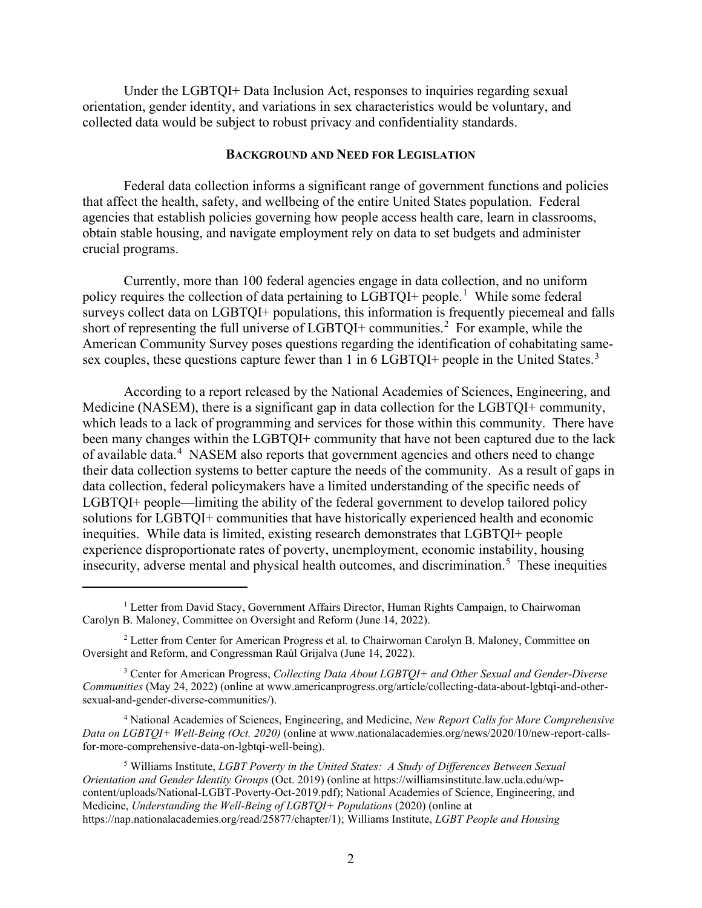Under the LGBTQI+ Data Inclusion Act, responses to inquiries regarding sexual orientation, gender identity, and variations in sex characteristics would be voluntary, and collected data would be subject to robust privacy and confidentiality standards.

## BACKGROUND AND NEED FOR LEGISLATION

Federal data collection informs a significant range of government functions and policies that affect the health, safety, and wellbeing of the entire United States population. Federal agencies that establish policies governing how people access health care, learn in classrooms, obtain stable housing, and navigate employment rely on data to set budgets and administer crucial programs.

Currently, more than 100 federal agencies engage in data collection, and no uniform policy requires the collection of data pertaining to LGBTQI+ people.[1] While some federal surveys collect data on LGBTQI+ populations, this information is frequently piecemeal and falls short of representing the full universe of LGBTQI+ communities.[2] For example, while the American Community Survey poses questions regarding the identification of cohabitating same-sex couples, these questions capture fewer than 1 in 6 LGBTQI+ people in the United States.[3]

According to a report released by the National Academies of Sciences, Engineering, and Medicine (NASEM), there is a significant gap in data collection for the LGBTQI+ community, which leads to a lack of programming and services for those within this community. There have been many changes within the LGBTQI+ community that have not been captured due to the lack of available data.[4] NASEM also reports that government agencies and others need to change their data collection systems to better capture the needs of the community. As a result of gaps in data collection, federal policymakers have a limited understanding of the specific needs of LGBTQI+ people—limiting the ability of the federal government to develop tailored policy solutions for LGBTQI+ communities that have historically experienced health and economic inequities. While data is limited, existing research demonstrates that LGBTQI+ people experience disproportionate rates of poverty, unemployment, economic instability, housing insecurity, adverse mental and physical health outcomes, and discrimination.[5] These inequities

---

[1] Letter from David Stacy, Government Affairs Director, Human Rights Campaign, to Chairwoman Carolyn B. Maloney, Committee on Oversight and Reform (June 14, 2022).

[2] Letter from Center for American Progress et al. to Chairwoman Carolyn B. Maloney, Committee on Oversight and Reform, and Congressman Raúl Grijalva (June 14, 2022).

[3] Center for American Progress, *Collecting Data About LGBTQI+ and Other Sexual and Gender-Diverse Communities* (May 24, 2022) (online at www.americanprogress.org/article/collecting-data-about-lgbtqi-and-other-sexual-and-gender-diverse-communities/).

[4] National Academies of Sciences, Engineering, and Medicine, *New Report Calls for More Comprehensive Data on LGBTQI+ Well-Being (Oct. 2020)* (online at www.nationalacademies.org/news/2020/10/new-report-calls-for-more-comprehensive-data-on-lgbtqi-well-being).

[5] Williams Institute, *LGBT Poverty in the United States: A Study of Differences Between Sexual Orientation and Gender Identity Groups* (Oct. 2019) (online at https://williamsinstitute.law.ucla.edu/wp-content/uploads/National-LGBT-Poverty-Oct-2019.pdf); National Academies of Science, Engineering, and Medicine, *Understanding the Well-Being of LGBTQI+ Populations* (2020) (online at https://nap.nationalacademies.org/read/25877/chapter/1); Williams Institute, *LGBT People and Housing*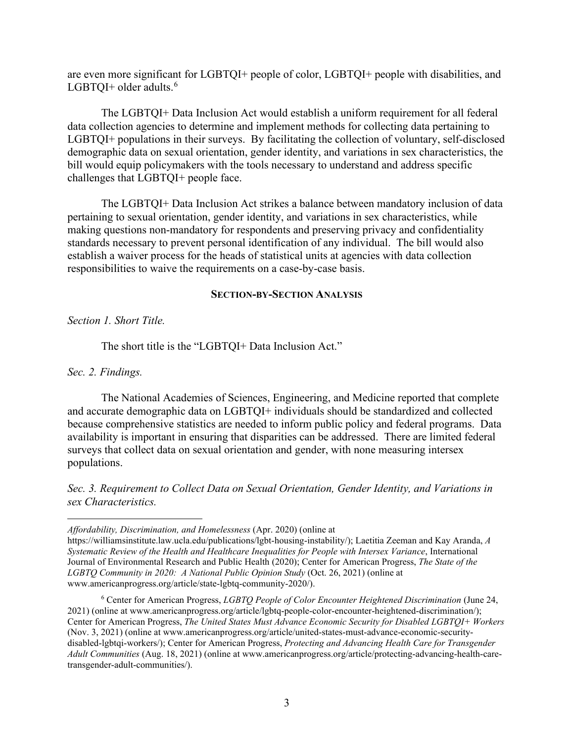are even more significant for LGBTQI+ people of color, LGBTQI+ people with disabilities, and LGBTQI+ older adults.[6]

The LGBTQI+ Data Inclusion Act would establish a uniform requirement for all federal data collection agencies to determine and implement methods for collecting data pertaining to LGBTQI+ populations in their surveys. By facilitating the collection of voluntary, self-disclosed demographic data on sexual orientation, gender identity, and variations in sex characteristics, the bill would equip policymakers with the tools necessary to understand and address specific challenges that LGBTQI+ people face.

The LGBTQI+ Data Inclusion Act strikes a balance between mandatory inclusion of data pertaining to sexual orientation, gender identity, and variations in sex characteristics, while making questions non-mandatory for respondents and preserving privacy and confidentiality standards necessary to prevent personal identification of any individual. The bill would also establish a waiver process for the heads of statistical units at agencies with data collection responsibilities to waive the requirements on a case-by-case basis.

## SECTION-BY-SECTION ANALYSIS

*Section 1. Short Title.*

The short title is the "LGBTQI+ Data Inclusion Act."

*Sec. 2. Findings.*

The National Academies of Sciences, Engineering, and Medicine reported that complete and accurate demographic data on LGBTQI+ individuals should be standardized and collected because comprehensive statistics are needed to inform public policy and federal programs. Data availability is important in ensuring that disparities can be addressed. There are limited federal surveys that collect data on sexual orientation and gender, with none measuring intersex populations.

*Sec. 3. Requirement to Collect Data on Sexual Orientation, Gender Identity, and Variations in sex Characteristics.*

---

*Affordability, Discrimination, and Homelessness* (Apr. 2020) (online at https://williamsinstitute.law.ucla.edu/publications/lgbt-housing-instability/); Laetitia Zeeman and Kay Aranda, *A Systematic Review of the Health and Healthcare Inequalities for People with Intersex Variance*, International Journal of Environmental Research and Public Health (2020); Center for American Progress, *The State of the LGBTQ Community in 2020: A National Public Opinion Study* (Oct. 26, 2021) (online at www.americanprogress.org/article/state-lgbtq-community-2020/).

[6] Center for American Progress, *LGBTQ People of Color Encounter Heightened Discrimination* (June 24, 2021) (online at www.americanprogress.org/article/lgbtq-people-color-encounter-heightened-discrimination/); Center for American Progress, *The United States Must Advance Economic Security for Disabled LGBTQI+ Workers* (Nov. 3, 2021) (online at www.americanprogress.org/article/united-states-must-advance-economic-security-disabled-lgbtqi-workers/); Center for American Progress, *Protecting and Advancing Health Care for Transgender Adult Communities* (Aug. 18, 2021) (online at www.americanprogress.org/article/protecting-advancing-health-care-transgender-adult-communities/).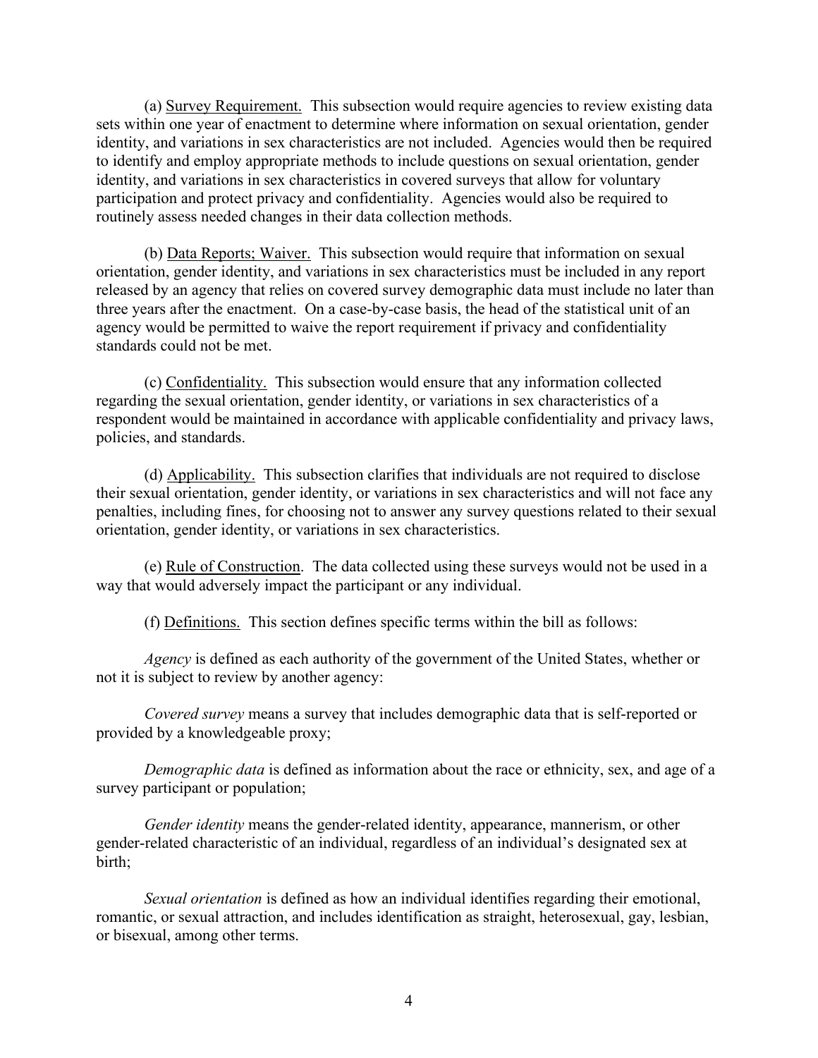(a) <u>Survey Requirement.</u> This subsection would require agencies to review existing data sets within one year of enactment to determine where information on sexual orientation, gender identity, and variations in sex characteristics are not included. Agencies would then be required to identify and employ appropriate methods to include questions on sexual orientation, gender identity, and variations in sex characteristics in covered surveys that allow for voluntary participation and protect privacy and confidentiality. Agencies would also be required to routinely assess needed changes in their data collection methods.

(b) <u>Data Reports; Waiver.</u> This subsection would require that information on sexual orientation, gender identity, and variations in sex characteristics must be included in any report released by an agency that relies on covered survey demographic data must include no later than three years after the enactment. On a case-by-case basis, the head of the statistical unit of an agency would be permitted to waive the report requirement if privacy and confidentiality standards could not be met.

(c) <u>Confidentiality.</u> This subsection would ensure that any information collected regarding the sexual orientation, gender identity, or variations in sex characteristics of a respondent would be maintained in accordance with applicable confidentiality and privacy laws, policies, and standards.

(d) <u>Applicability.</u> This subsection clarifies that individuals are not required to disclose their sexual orientation, gender identity, or variations in sex characteristics and will not face any penalties, including fines, for choosing not to answer any survey questions related to their sexual orientation, gender identity, or variations in sex characteristics.

(e) <u>Rule of Construction</u>. The data collected using these surveys would not be used in a way that would adversely impact the participant or any individual.

(f) <u>Definitions.</u> This section defines specific terms within the bill as follows:

*Agency* is defined as each authority of the government of the United States, whether or not it is subject to review by another agency:

*Covered survey* means a survey that includes demographic data that is self-reported or provided by a knowledgeable proxy;

*Demographic data* is defined as information about the race or ethnicity, sex, and age of a survey participant or population;

*Gender identity* means the gender-related identity, appearance, mannerism, or other gender-related characteristic of an individual, regardless of an individual's designated sex at birth;

*Sexual orientation* is defined as how an individual identifies regarding their emotional, romantic, or sexual attraction, and includes identification as straight, heterosexual, gay, lesbian, or bisexual, among other terms.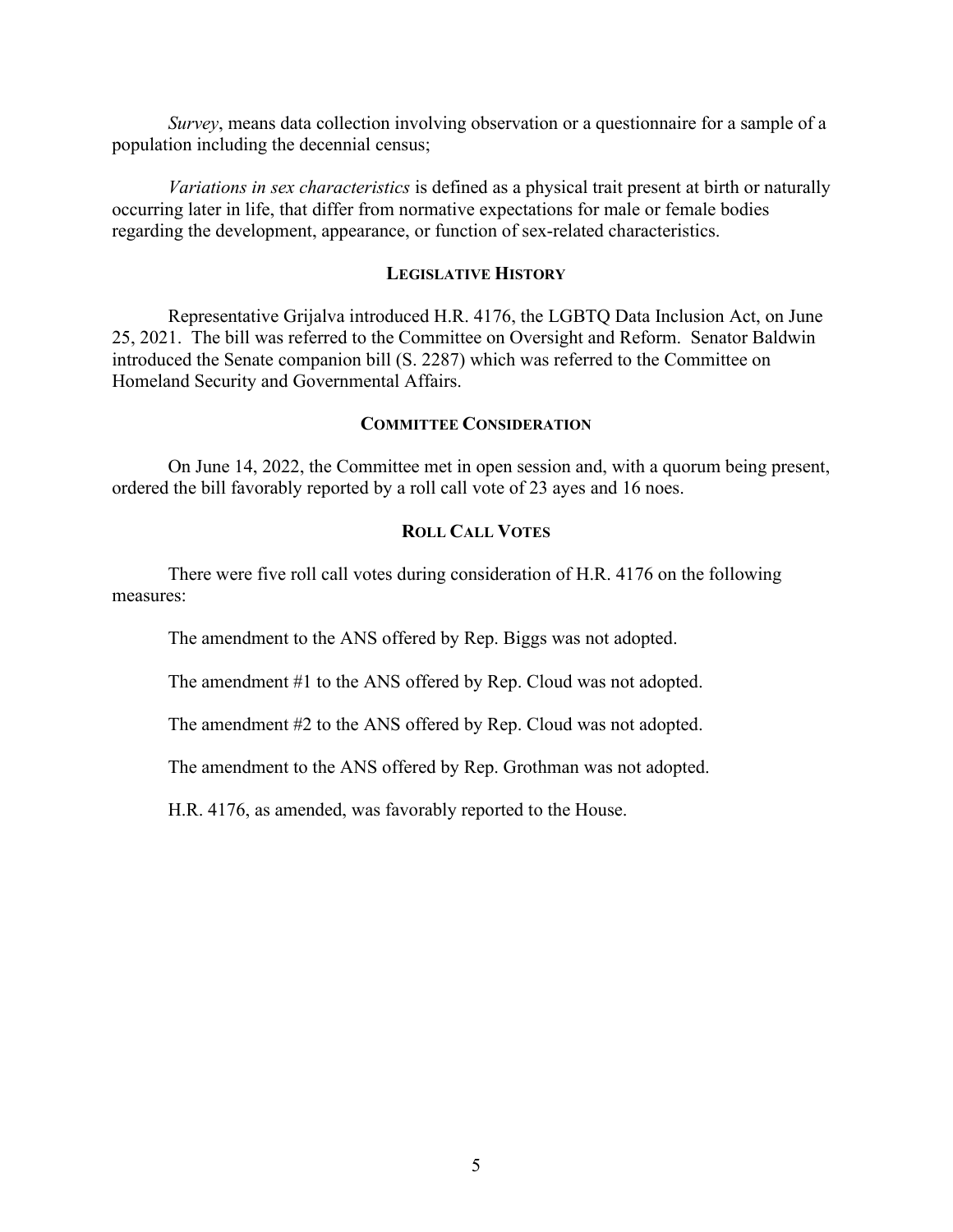*Survey*, means data collection involving observation or a questionnaire for a sample of a population including the decennial census;

*Variations in sex characteristics* is defined as a physical trait present at birth or naturally occurring later in life, that differ from normative expectations for male or female bodies regarding the development, appearance, or function of sex-related characteristics.

## LEGISLATIVE HISTORY

Representative Grijalva introduced H.R. 4176, the LGBTQ Data Inclusion Act, on June 25, 2021. The bill was referred to the Committee on Oversight and Reform. Senator Baldwin introduced the Senate companion bill (S. 2287) which was referred to the Committee on Homeland Security and Governmental Affairs.

## COMMITTEE CONSIDERATION

On June 14, 2022, the Committee met in open session and, with a quorum being present, ordered the bill favorably reported by a roll call vote of 23 ayes and 16 noes.

## ROLL CALL VOTES

There were five roll call votes during consideration of H.R. 4176 on the following measures:

The amendment to the ANS offered by Rep. Biggs was not adopted.

The amendment #1 to the ANS offered by Rep. Cloud was not adopted.

The amendment #2 to the ANS offered by Rep. Cloud was not adopted.

The amendment to the ANS offered by Rep. Grothman was not adopted.

H.R. 4176, as amended, was favorably reported to the House.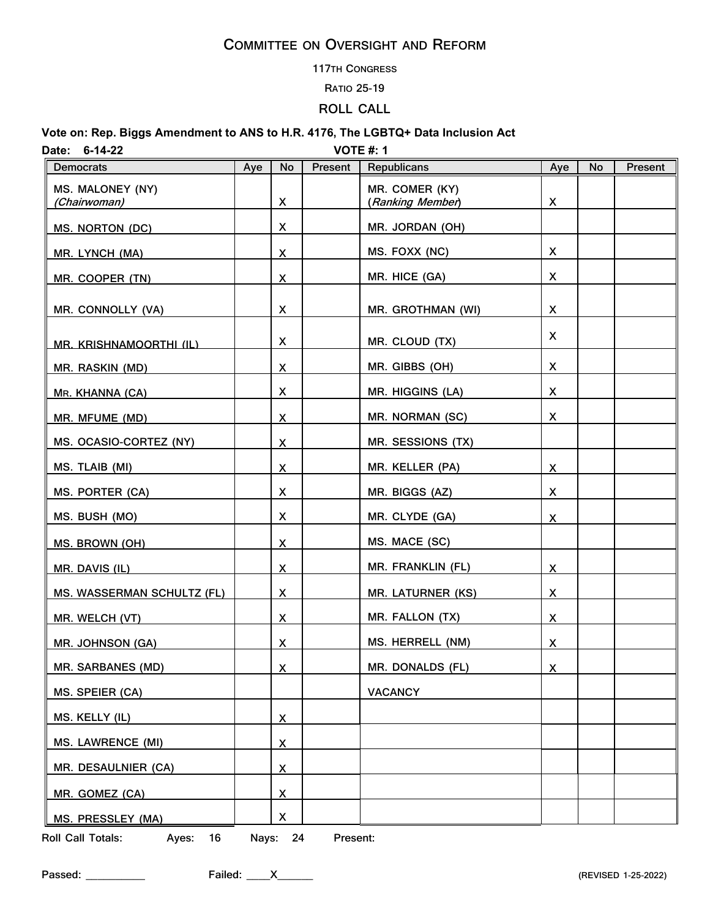## COMMITTEE ON OVERSIGHT AND REFORM

117TH CONGRESS

RATIO 25-19

**ROLL CALL**

**Vote on: Rep. Biggs Amendment to ANS to H.R. 4176, The LGBTQ+ Data Inclusion Act**

**Date: 6-14-22** **VOTE #: 1**

| Democrats | Aye | No | Present | Republicans | Aye | No | Present |
|---|---|---|---|---|---|---|---|
| MS. MALONEY (NY) *(Chairwoman)* | | X | | MR. COMER (KY) (*Ranking Member*) | X | | |
| MS. NORTON (DC) | | X | | MR. JORDAN (OH) | | | |
| MR. LYNCH (MA) | | X | | MS. FOXX (NC) | X | | |
| MR. COOPER (TN) | | X | | MR. HICE (GA) | X | | |
| MR. CONNOLLY (VA) | | X | | MR. GROTHMAN (WI) | X | | |
| MR. KRISHNAMOORTHI (IL) | | X | | MR. CLOUD (TX) | X | | |
| MR. RASKIN (MD) | | X | | MR. GIBBS (OH) | X | | |
| MR. KHANNA (CA) | | X | | MR. HIGGINS (LA) | X | | |
| MR. MFUME (MD) | | X | | MR. NORMAN (SC) | X | | |
| MS. OCASIO-CORTEZ (NY) | | X | | MR. SESSIONS (TX) | | | |
| MS. TLAIB (MI) | | X | | MR. KELLER (PA) | X | | |
| MS. PORTER (CA) | | X | | MR. BIGGS (AZ) | X | | |
| MS. BUSH (MO) | | X | | MR. CLYDE (GA) | X | | |
| MS. BROWN (OH) | | X | | MS. MACE (SC) | | | |
| MR. DAVIS (IL) | | X | | MR. FRANKLIN (FL) | X | | |
| MS. WASSERMAN SCHULTZ (FL) | | X | | MR. LATURNER (KS) | X | | |
| MR. WELCH (VT) | | X | | MR. FALLON (TX) | X | | |
| MR. JOHNSON (GA) | | X | | MS. HERRELL (NM) | X | | |
| MR. SARBANES (MD) | | X | | MR. DONALDS (FL) | X | | |
| MS. SPEIER (CA) | | | | VACANCY | | | |
| MS. KELLY (IL) | | X | | | | | |
| MS. LAWRENCE (MI) | | X | | | | | |
| MR. DESAULNIER (CA) | | X | | | | | |
| MR. GOMEZ (CA) | | X | | | | | |
| MS. PRESSLEY (MA) | | X | | | | | |

**Roll Call Totals:** **Ayes:** 16 **Nays:** 24 **Present:**

**Passed:** ____________ **Failed:** ____X______

(REVISED 1-25-2022)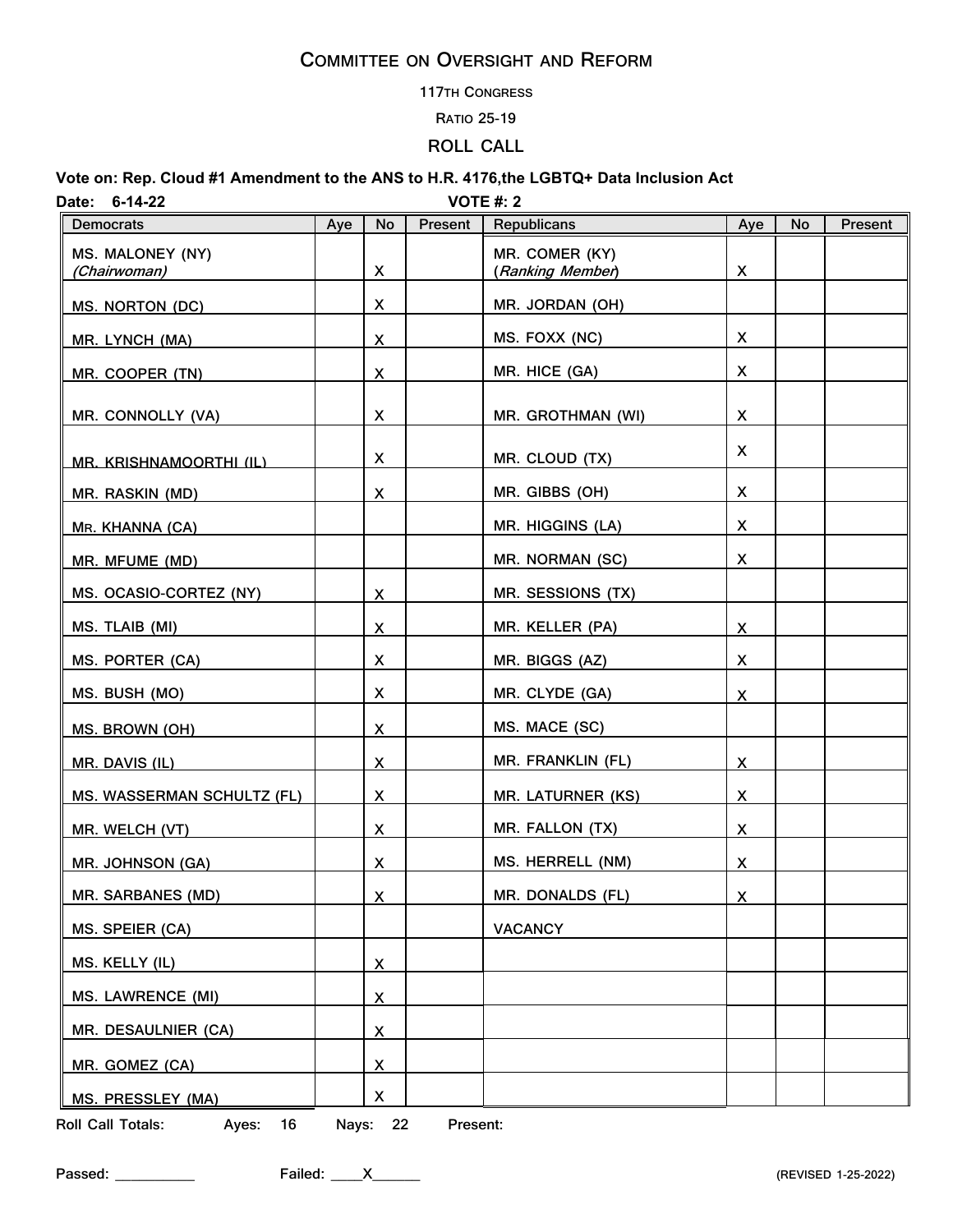# Committee on Oversight and Reform

117th Congress

Ratio 25-19

## ROLL CALL

**Vote on: Rep. Cloud #1 Amendment to the ANS to H.R. 4176,the LGBTQ+ Data Inclusion Act**

**Date: 6-14-22** **VOTE #: 2**

| Democrats | Aye | No | Present | Republicans | Aye | No | Present |
|---|---|---|---|---|---|---|---|
| MS. MALONEY (NY) *(Chairwoman)* | | X | | MR. COMER (KY) (*Ranking Member*) | X | | |
| MS. NORTON (DC) | | X | | MR. JORDAN (OH) | | | |
| MR. LYNCH (MA) | | X | | MS. FOXX (NC) | X | | |
| MR. COOPER (TN) | | X | | MR. HICE (GA) | X | | |
| MR. CONNOLLY (VA) | | X | | MR. GROTHMAN (WI) | X | | |
| MR. KRISHNAMOORTHI (IL) | | X | | MR. CLOUD (TX) | X | | |
| MR. RASKIN (MD) | | X | | MR. GIBBS (OH) | X | | |
| MR. KHANNA (CA) | | | | MR. HIGGINS (LA) | X | | |
| MR. MFUME (MD) | | | | MR. NORMAN (SC) | X | | |
| MS. OCASIO-CORTEZ (NY) | | X | | MR. SESSIONS (TX) | | | |
| MS. TLAIB (MI) | | X | | MR. KELLER (PA) | X | | |
| MS. PORTER (CA) | | X | | MR. BIGGS (AZ) | X | | |
| MS. BUSH (MO) | | X | | MR. CLYDE (GA) | X | | |
| MS. BROWN (OH) | | X | | MS. MACE (SC) | | | |
| MR. DAVIS (IL) | | X | | MR. FRANKLIN (FL) | X | | |
| MS. WASSERMAN SCHULTZ (FL) | | X | | MR. LATURNER (KS) | X | | |
| MR. WELCH (VT) | | X | | MR. FALLON (TX) | X | | |
| MR. JOHNSON (GA) | | X | | MS. HERRELL (NM) | X | | |
| MR. SARBANES (MD) | | X | | MR. DONALDS (FL) | X | | |
| MS. SPEIER (CA) | | | | VACANCY | | | |
| MS. KELLY (IL) | | X | | | | | |
| MS. LAWRENCE (MI) | | X | | | | | |
| MR. DESAULNIER (CA) | | X | | | | | |
| MR. GOMEZ (CA) | | X | | | | | |
| MS. PRESSLEY (MA) | | X | | | | | |

**Roll Call Totals: Ayes: 16 Nays: 22 Present:**

**Passed: __________ Failed: ____X______**

(REVISED 1-25-2022)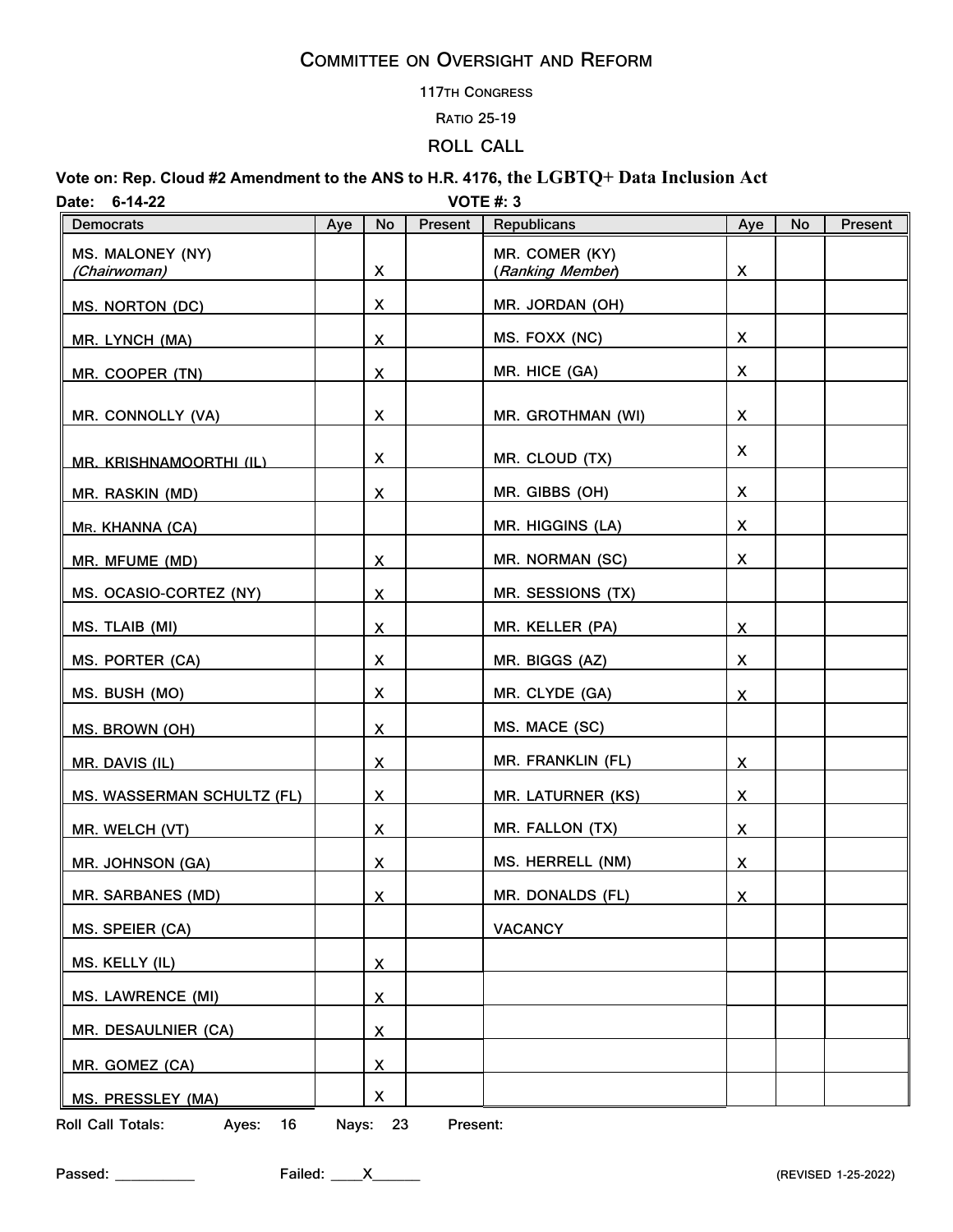# Committee on Oversight and Reform

117th Congress

Ratio 25-19

## ROLL CALL

**Vote on: Rep. Cloud #2 Amendment to the ANS to H.R. 4176, the LGBTQ+ Data Inclusion Act**

**Date: 6-14-22** **VOTE #: 3**

| Democrats | Aye | No | Present | Republicans | Aye | No | Present |
|---|---|---|---|---|---|---|---|
| MS. MALONEY (NY) *(Chairwoman)* | | X | | MR. COMER (KY) (*Ranking Member*) | X | | |
| MS. NORTON (DC) | | X | | MR. JORDAN (OH) | | | |
| MR. LYNCH (MA) | | X | | MS. FOXX (NC) | X | | |
| MR. COOPER (TN) | | X | | MR. HICE (GA) | X | | |
| MR. CONNOLLY (VA) | | X | | MR. GROTHMAN (WI) | X | | |
| MR. KRISHNAMOORTHI (IL) | | X | | MR. CLOUD (TX) | X | | |
| MR. RASKIN (MD) | | X | | MR. GIBBS (OH) | X | | |
| MR. KHANNA (CA) | | | | MR. HIGGINS (LA) | X | | |
| MR. MFUME (MD) | | X | | MR. NORMAN (SC) | X | | |
| MS. OCASIO-CORTEZ (NY) | | X | | MR. SESSIONS (TX) | | | |
| MS. TLAIB (MI) | | X | | MR. KELLER (PA) | X | | |
| MS. PORTER (CA) | | X | | MR. BIGGS (AZ) | X | | |
| MS. BUSH (MO) | | X | | MR. CLYDE (GA) | X | | |
| MS. BROWN (OH) | | X | | MS. MACE (SC) | | | |
| MR. DAVIS (IL) | | X | | MR. FRANKLIN (FL) | X | | |
| MS. WASSERMAN SCHULTZ (FL) | | X | | MR. LATURNER (KS) | X | | |
| MR. WELCH (VT) | | X | | MR. FALLON (TX) | X | | |
| MR. JOHNSON (GA) | | X | | MS. HERRELL (NM) | X | | |
| MR. SARBANES (MD) | | X | | MR. DONALDS (FL) | X | | |
| MS. SPEIER (CA) | | | | VACANCY | | | |
| MS. KELLY (IL) | | X | | | | | |
| MS. LAWRENCE (MI) | | X | | | | | |
| MR. DESAULNIER (CA) | | X | | | | | |
| MR. GOMEZ (CA) | | X | | | | | |
| MS. PRESSLEY (MA) | | X | | | | | |

**Roll Call Totals:** Ayes: 16 Nays: 23 Present:

**Passed:** \_\_\_\_\_\_\_\_\_\_ **Failed:** \_\_\_\_X\_\_\_\_\_\_ (REVISED 1-25-2022)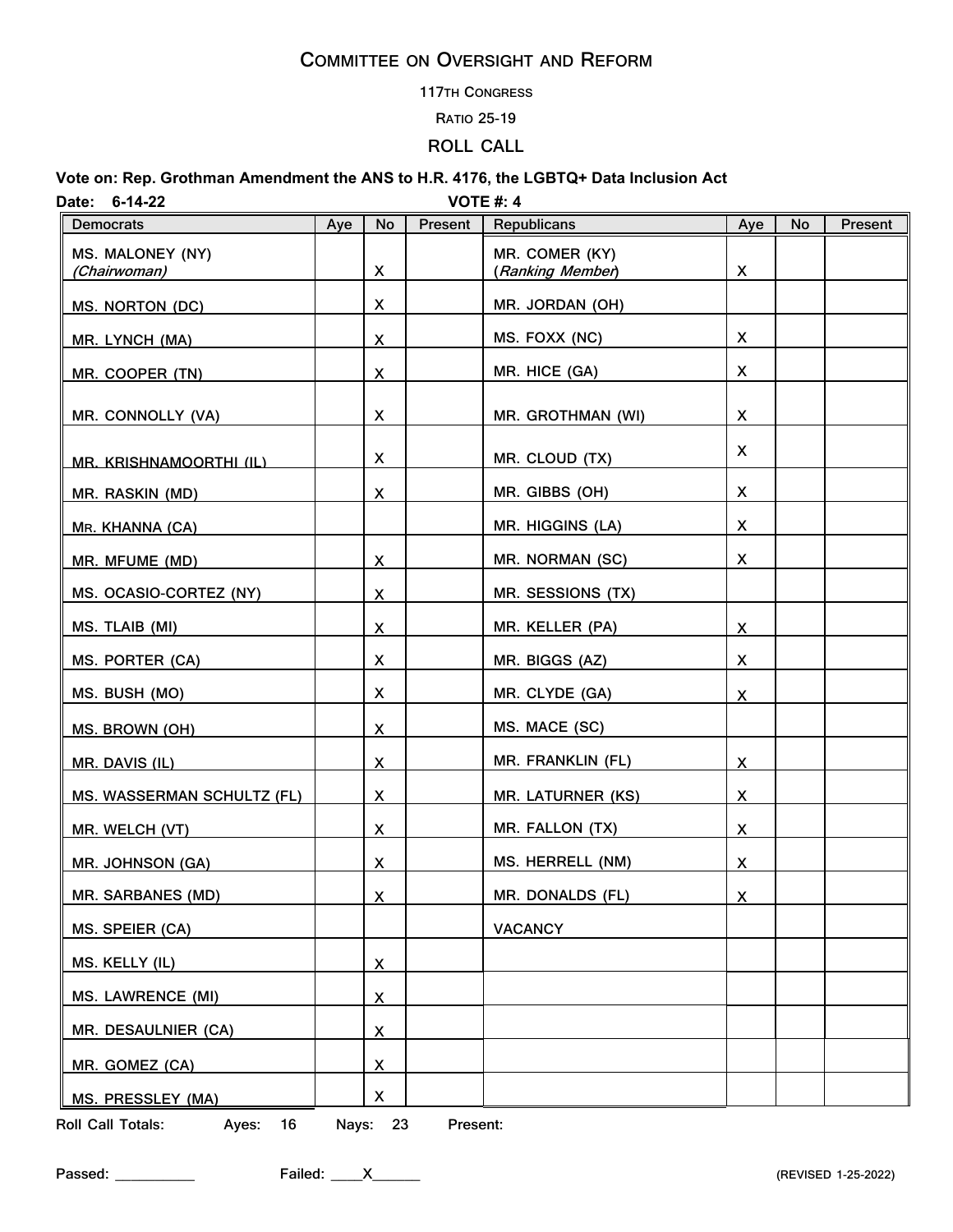## Committee on Oversight and Reform

117th Congress

Ratio 25-19

**ROLL CALL**

**Vote on: Rep. Grothman Amendment the ANS to H.R. 4176, the LGBTQ+ Data Inclusion Act**

**Date: 6-14-22** **VOTE #: 4**

| Democrats | Aye | No | Present | Republicans | Aye | No | Present |
|---|---|---|---|---|---|---|---|
| MS. MALONEY (NY) *(Chairwoman)* | | X | | MR. COMER (KY) (*Ranking Member*) | X | | |
| MS. NORTON (DC) | | X | | MR. JORDAN (OH) | | | |
| MR. LYNCH (MA) | | X | | MS. FOXX (NC) | X | | |
| MR. COOPER (TN) | | X | | MR. HICE (GA) | X | | |
| MR. CONNOLLY (VA) | | X | | MR. GROTHMAN (WI) | X | | |
| MR. KRISHNAMOORTHI (IL) | | X | | MR. CLOUD (TX) | X | | |
| MR. RASKIN (MD) | | X | | MR. GIBBS (OH) | X | | |
| MR. KHANNA (CA) | | | | MR. HIGGINS (LA) | X | | |
| MR. MFUME (MD) | | X | | MR. NORMAN (SC) | X | | |
| MS. OCASIO-CORTEZ (NY) | | X | | MR. SESSIONS (TX) | | | |
| MS. TLAIB (MI) | | X | | MR. KELLER (PA) | X | | |
| MS. PORTER (CA) | | X | | MR. BIGGS (AZ) | X | | |
| MS. BUSH (MO) | | X | | MR. CLYDE (GA) | X | | |
| MS. BROWN (OH) | | X | | MS. MACE (SC) | | | |
| MR. DAVIS (IL) | | X | | MR. FRANKLIN (FL) | X | | |
| MS. WASSERMAN SCHULTZ (FL) | | X | | MR. LATURNER (KS) | X | | |
| MR. WELCH (VT) | | X | | MR. FALLON (TX) | X | | |
| MR. JOHNSON (GA) | | X | | MS. HERRELL (NM) | X | | |
| MR. SARBANES (MD) | | X | | MR. DONALDS (FL) | X | | |
| MS. SPEIER (CA) | | | | VACANCY | | | |
| MS. KELLY (IL) | | X | | | | | |
| MS. LAWRENCE (MI) | | X | | | | | |
| MR. DESAULNIER (CA) | | X | | | | | |
| MR. GOMEZ (CA) | | X | | | | | |
| MS. PRESSLEY (MA) | | X | | | | | |

**Roll Call Totals:** Ayes: 16 Nays: 23 Present:

**Passed:** __________ **Failed:** ____X______

(REVISED 1-25-2022)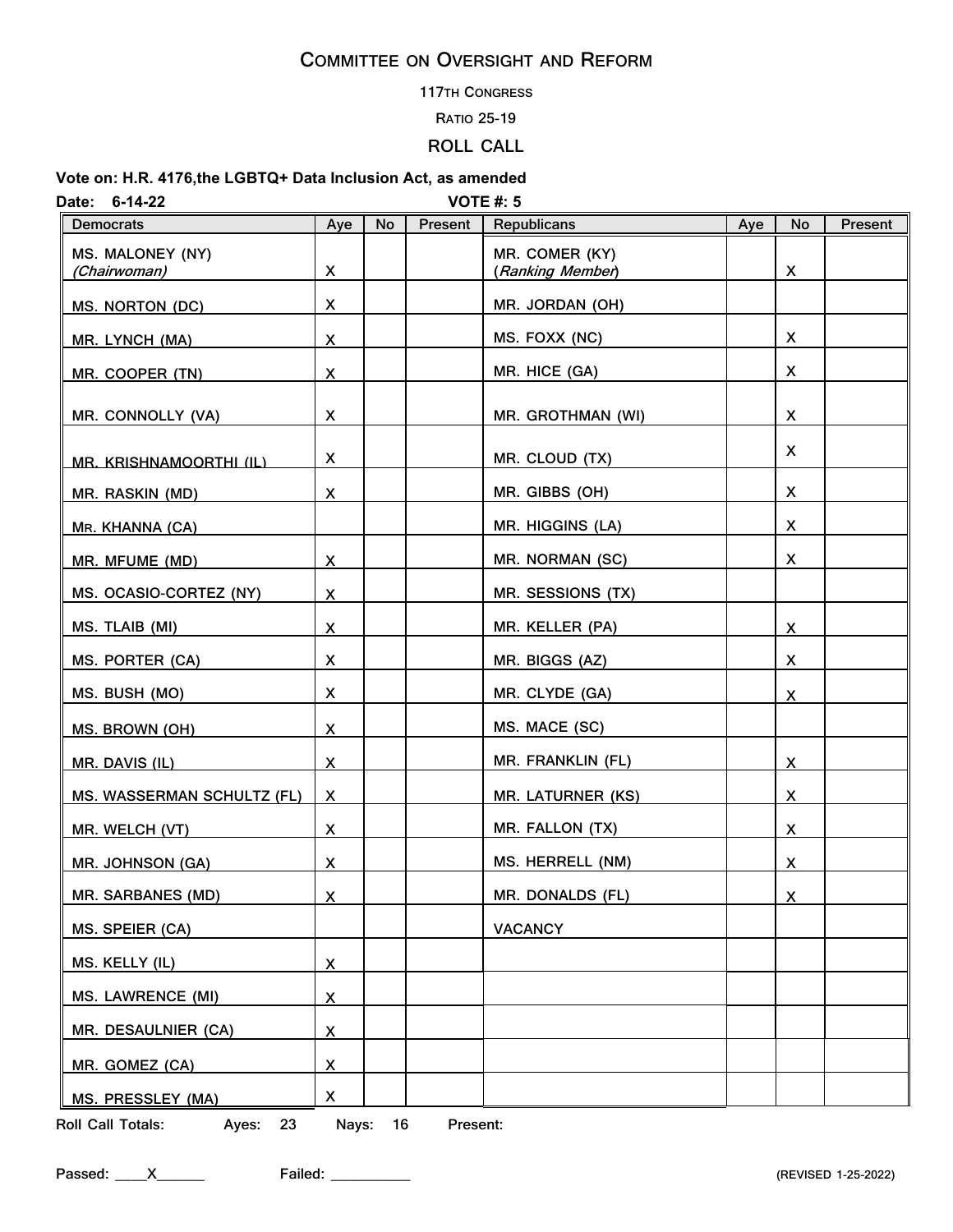## Committee on Oversight and Reform

117th Congress

Ratio 25-19

**ROLL CALL**

**Vote on: H.R. 4176,the LGBTQ+ Data Inclusion Act, as amended**

**Date: 6-14-22** **VOTE #: 5**

| Democrats | Aye | No | Present | Republicans | Aye | No | Present |
|---|---|---|---|---|---|---|---|
| MS. MALONEY (NY) *(Chairwoman)* | X | | | MR. COMER (KY) (*Ranking Member*) | | X | |
| MS. NORTON (DC) | X | | | MR. JORDAN (OH) | | | |
| MR. LYNCH (MA) | X | | | MS. FOXX (NC) | | X | |
| MR. COOPER (TN) | X | | | MR. HICE (GA) | | X | |
| MR. CONNOLLY (VA) | X | | | MR. GROTHMAN (WI) | | X | |
| MR. KRISHNAMOORTHI (IL) | X | | | MR. CLOUD (TX) | | X | |
| MR. RASKIN (MD) | X | | | MR. GIBBS (OH) | | X | |
| MR. KHANNA (CA) | | | | MR. HIGGINS (LA) | | X | |
| MR. MFUME (MD) | X | | | MR. NORMAN (SC) | | X | |
| MS. OCASIO-CORTEZ (NY) | X | | | MR. SESSIONS (TX) | | | |
| MS. TLAIB (MI) | X | | | MR. KELLER (PA) | | X | |
| MS. PORTER (CA) | X | | | MR. BIGGS (AZ) | | X | |
| MS. BUSH (MO) | X | | | MR. CLYDE (GA) | | X | |
| MS. BROWN (OH) | X | | | MS. MACE (SC) | | | |
| MR. DAVIS (IL) | X | | | MR. FRANKLIN (FL) | | X | |
| MS. WASSERMAN SCHULTZ (FL) | X | | | MR. LATURNER (KS) | | X | |
| MR. WELCH (VT) | X | | | MR. FALLON (TX) | | X | |
| MR. JOHNSON (GA) | X | | | MS. HERRELL (NM) | | X | |
| MR. SARBANES (MD) | X | | | MR. DONALDS (FL) | | X | |
| MS. SPEIER (CA) | | | | VACANCY | | | |
| MS. KELLY (IL) | X | | | | | | |
| MS. LAWRENCE (MI) | X | | | | | | |
| MR. DESAULNIER (CA) | X | | | | | | |
| MR. GOMEZ (CA) | X | | | | | | |
| MS. PRESSLEY (MA) | X | | | | | | |

**Roll Call Totals:** Ayes: 23 Nays: 16 Present:

**Passed:** ____X______ **Failed:** __________

(REVISED 1-25-2022)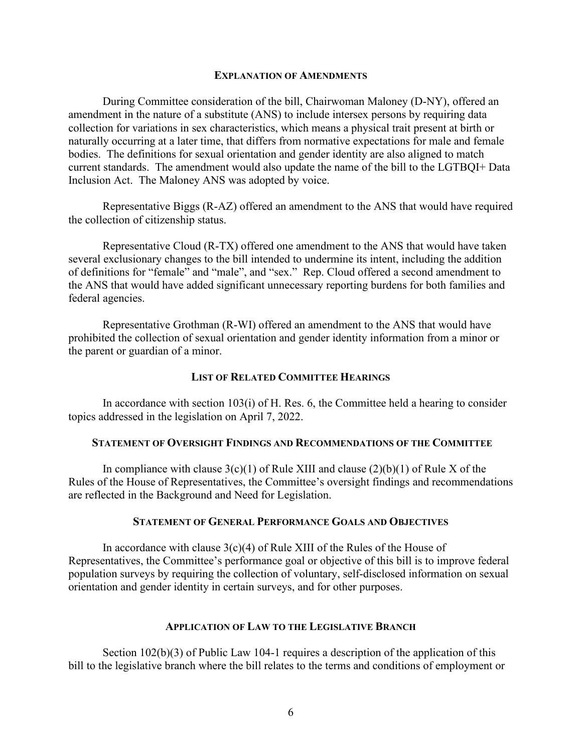## Explanation of Amendments

During Committee consideration of the bill, Chairwoman Maloney (D-NY), offered an amendment in the nature of a substitute (ANS) to include intersex persons by requiring data collection for variations in sex characteristics, which means a physical trait present at birth or naturally occurring at a later time, that differs from normative expectations for male and female bodies. The definitions for sexual orientation and gender identity are also aligned to match current standards. The amendment would also update the name of the bill to the LGTBQI+ Data Inclusion Act. The Maloney ANS was adopted by voice.

Representative Biggs (R-AZ) offered an amendment to the ANS that would have required the collection of citizenship status.

Representative Cloud (R-TX) offered one amendment to the ANS that would have taken several exclusionary changes to the bill intended to undermine its intent, including the addition of definitions for "female" and "male", and "sex." Rep. Cloud offered a second amendment to the ANS that would have added significant unnecessary reporting burdens for both families and federal agencies.

Representative Grothman (R-WI) offered an amendment to the ANS that would have prohibited the collection of sexual orientation and gender identity information from a minor or the parent or guardian of a minor.

## List of Related Committee Hearings

In accordance with section 103(i) of H. Res. 6, the Committee held a hearing to consider topics addressed in the legislation on April 7, 2022.

## Statement of Oversight Findings and Recommendations of the Committee

In compliance with clause 3(c)(1) of Rule XIII and clause (2)(b)(1) of Rule X of the Rules of the House of Representatives, the Committee's oversight findings and recommendations are reflected in the Background and Need for Legislation.

## Statement of General Performance Goals and Objectives

In accordance with clause 3(c)(4) of Rule XIII of the Rules of the House of Representatives, the Committee's performance goal or objective of this bill is to improve federal population surveys by requiring the collection of voluntary, self-disclosed information on sexual orientation and gender identity in certain surveys, and for other purposes.

## Application of Law to the Legislative Branch

Section 102(b)(3) of Public Law 104-1 requires a description of the application of this bill to the legislative branch where the bill relates to the terms and conditions of employment or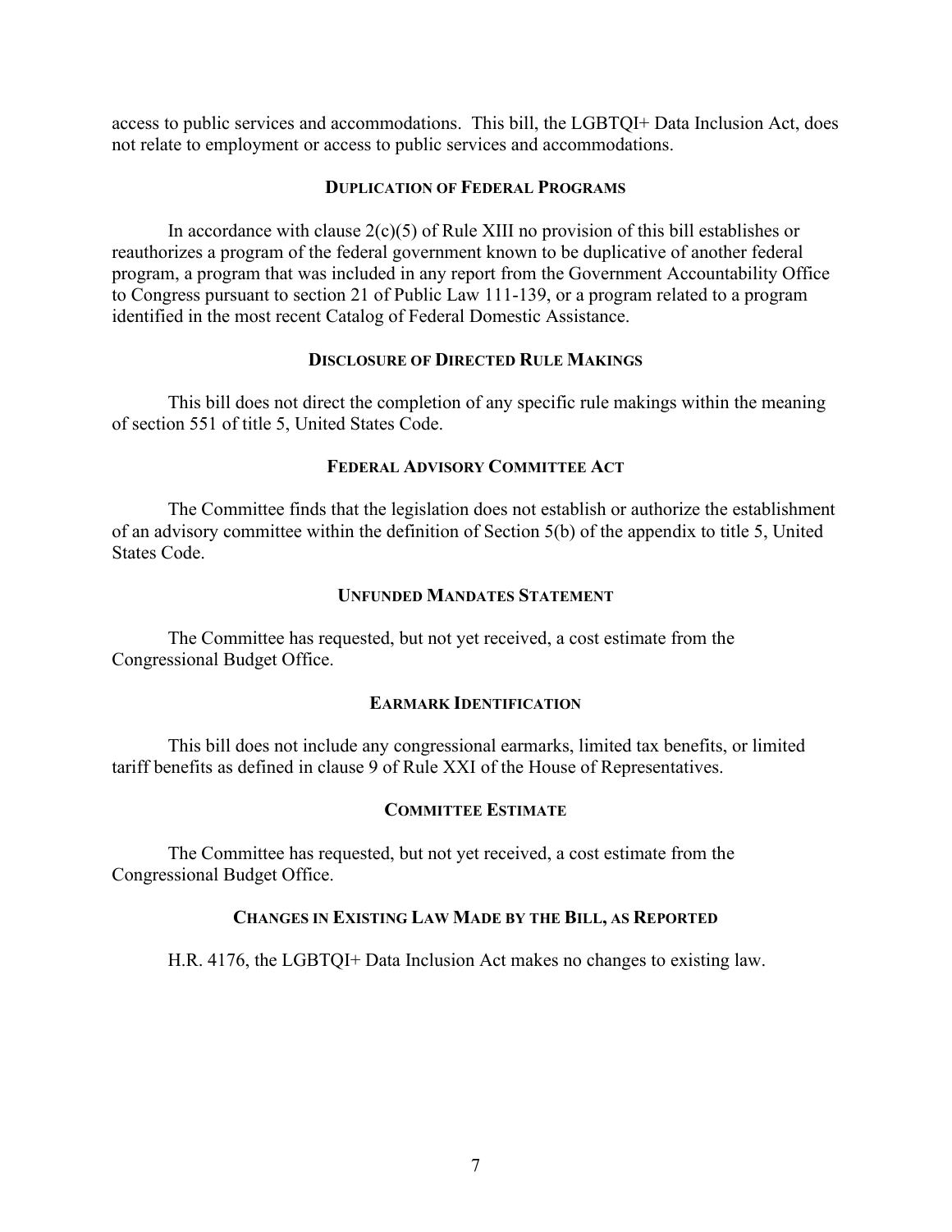access to public services and accommodations. This bill, the LGBTQI+ Data Inclusion Act, does not relate to employment or access to public services and accommodations.

### Duplication of Federal Programs

In accordance with clause 2(c)(5) of Rule XIII no provision of this bill establishes or reauthorizes a program of the federal government known to be duplicative of another federal program, a program that was included in any report from the Government Accountability Office to Congress pursuant to section 21 of Public Law 111-139, or a program related to a program identified in the most recent Catalog of Federal Domestic Assistance.

### Disclosure of Directed Rule Makings

This bill does not direct the completion of any specific rule makings within the meaning of section 551 of title 5, United States Code.

### Federal Advisory Committee Act

The Committee finds that the legislation does not establish or authorize the establishment of an advisory committee within the definition of Section 5(b) of the appendix to title 5, United States Code.

### Unfunded Mandates Statement

The Committee has requested, but not yet received, a cost estimate from the Congressional Budget Office.

### Earmark Identification

This bill does not include any congressional earmarks, limited tax benefits, or limited tariff benefits as defined in clause 9 of Rule XXI of the House of Representatives.

### Committee Estimate

The Committee has requested, but not yet received, a cost estimate from the Congressional Budget Office.

### Changes in Existing Law Made by the Bill, as Reported

H.R. 4176, the LGBTQI+ Data Inclusion Act makes no changes to existing law.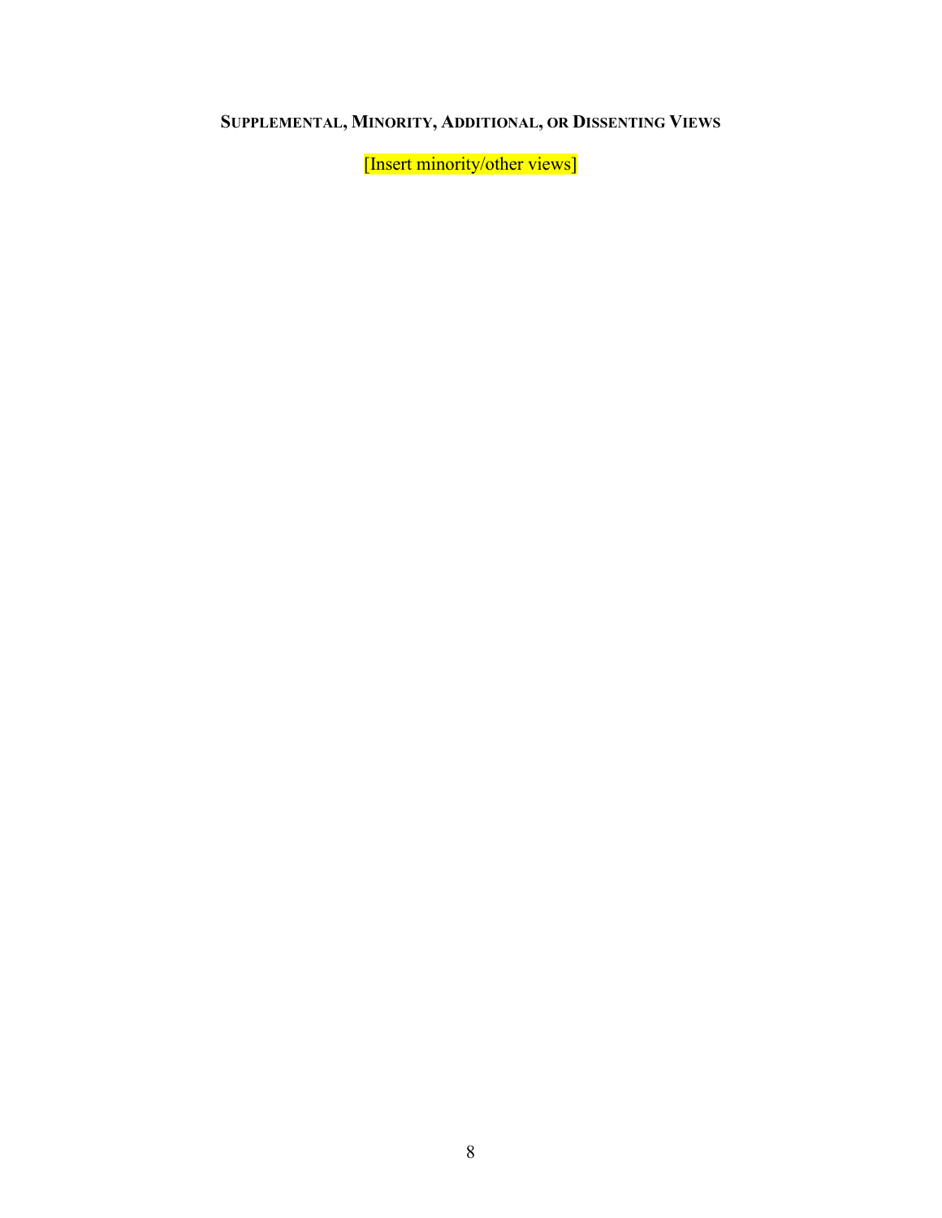## SUPPLEMENTAL, MINORITY, ADDITIONAL, OR DISSENTING VIEWS

[Insert minority/other views]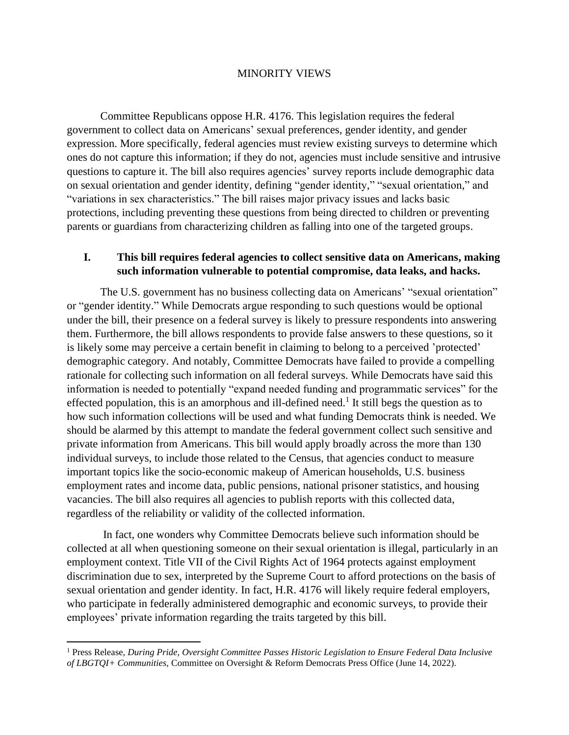MINORITY VIEWS

Committee Republicans oppose H.R. 4176. This legislation requires the federal government to collect data on Americans' sexual preferences, gender identity, and gender expression. More specifically, federal agencies must review existing surveys to determine which ones do not capture this information; if they do not, agencies must include sensitive and intrusive questions to capture it. The bill also requires agencies' survey reports include demographic data on sexual orientation and gender identity, defining "gender identity," "sexual orientation," and "variations in sex characteristics." The bill raises major privacy issues and lacks basic protections, including preventing these questions from being directed to children or preventing parents or guardians from characterizing children as falling into one of the targeted groups.

## I. This bill requires federal agencies to collect sensitive data on Americans, making such information vulnerable to potential compromise, data leaks, and hacks.

The U.S. government has no business collecting data on Americans' "sexual orientation" or "gender identity." While Democrats argue responding to such questions would be optional under the bill, their presence on a federal survey is likely to pressure respondents into answering them. Furthermore, the bill allows respondents to provide false answers to these questions, so it is likely some may perceive a certain benefit in claiming to belong to a perceived 'protected' demographic category. And notably, Committee Democrats have failed to provide a compelling rationale for collecting such information on all federal surveys. While Democrats have said this information is needed to potentially "expand needed funding and programmatic services" for the effected population, this is an amorphous and ill-defined need.[1] It still begs the question as to how such information collections will be used and what funding Democrats think is needed. We should be alarmed by this attempt to mandate the federal government collect such sensitive and private information from Americans. This bill would apply broadly across the more than 130 individual surveys, to include those related to the Census, that agencies conduct to measure important topics like the socio-economic makeup of American households, U.S. business employment rates and income data, public pensions, national prisoner statistics, and housing vacancies. The bill also requires all agencies to publish reports with this collected data, regardless of the reliability or validity of the collected information.

In fact, one wonders why Committee Democrats believe such information should be collected at all when questioning someone on their sexual orientation is illegal, particularly in an employment context. Title VII of the Civil Rights Act of 1964 protects against employment discrimination due to sex, interpreted by the Supreme Court to afford protections on the basis of sexual orientation and gender identity. In fact, H.R. 4176 will likely require federal employers, who participate in federally administered demographic and economic surveys, to provide their employees' private information regarding the traits targeted by this bill.

---

[1] Press Release, *During Pride, Oversight Committee Passes Historic Legislation to Ensure Federal Data Inclusive of LBGTQI+ Communities*, Committee on Oversight & Reform Democrats Press Office (June 14, 2022).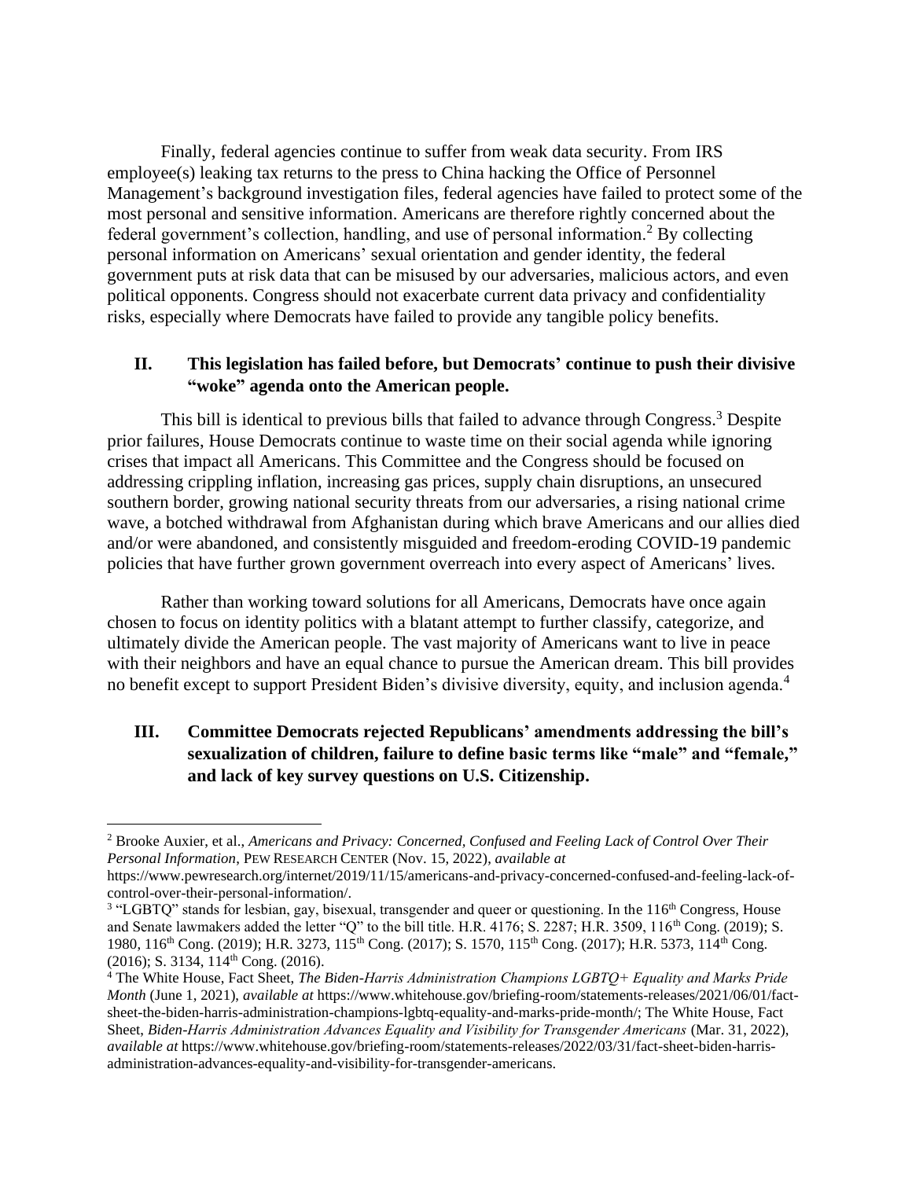Finally, federal agencies continue to suffer from weak data security. From IRS employee(s) leaking tax returns to the press to China hacking the Office of Personnel Management's background investigation files, federal agencies have failed to protect some of the most personal and sensitive information. Americans are therefore rightly concerned about the federal government's collection, handling, and use of personal information.[2] By collecting personal information on Americans' sexual orientation and gender identity, the federal government puts at risk data that can be misused by our adversaries, malicious actors, and even political opponents. Congress should not exacerbate current data privacy and confidentiality risks, especially where Democrats have failed to provide any tangible policy benefits.

## II. This legislation has failed before, but Democrats' continue to push their divisive "woke" agenda onto the American people.

This bill is identical to previous bills that failed to advance through Congress.[3] Despite prior failures, House Democrats continue to waste time on their social agenda while ignoring crises that impact all Americans. This Committee and the Congress should be focused on addressing crippling inflation, increasing gas prices, supply chain disruptions, an unsecured southern border, growing national security threats from our adversaries, a rising national crime wave, a botched withdrawal from Afghanistan during which brave Americans and our allies died and/or were abandoned, and consistently misguided and freedom-eroding COVID-19 pandemic policies that have further grown government overreach into every aspect of Americans' lives.

Rather than working toward solutions for all Americans, Democrats have once again chosen to focus on identity politics with a blatant attempt to further classify, categorize, and ultimately divide the American people. The vast majority of Americans want to live in peace with their neighbors and have an equal chance to pursue the American dream. This bill provides no benefit except to support President Biden's divisive diversity, equity, and inclusion agenda.[4]

## III. Committee Democrats rejected Republicans' amendments addressing the bill's sexualization of children, failure to define basic terms like "male" and "female," and lack of key survey questions on U.S. Citizenship.

---

[2] Brooke Auxier, et al., *Americans and Privacy: Concerned, Confused and Feeling Lack of Control Over Their Personal Information*, PEW RESEARCH CENTER (Nov. 15, 2022), *available at* https://www.pewresearch.org/internet/2019/11/15/americans-and-privacy-concerned-confused-and-feeling-lack-of-control-over-their-personal-information/.

[3] "LGBTQ" stands for lesbian, gay, bisexual, transgender and queer or questioning. In the 116th Congress, House and Senate lawmakers added the letter "Q" to the bill title. H.R. 4176; S. 2287; H.R. 3509, 116th Cong. (2019); S. 1980, 116th Cong. (2019); H.R. 3273, 115th Cong. (2017); S. 1570, 115th Cong. (2017); H.R. 5373, 114th Cong. (2016); S. 3134, 114th Cong. (2016).

[4] The White House, Fact Sheet, *The Biden-Harris Administration Champions LGBTQ+ Equality and Marks Pride Month* (June 1, 2021), *available at* https://www.whitehouse.gov/briefing-room/statements-releases/2021/06/01/fact-sheet-the-biden-harris-administration-champions-lgbtq-equality-and-marks-pride-month/; The White House, Fact Sheet, *Biden-Harris Administration Advances Equality and Visibility for Transgender Americans* (Mar. 31, 2022), *available at* https://www.whitehouse.gov/briefing-room/statements-releases/2022/03/31/fact-sheet-biden-harris-administration-advances-equality-and-visibility-for-transgender-americans.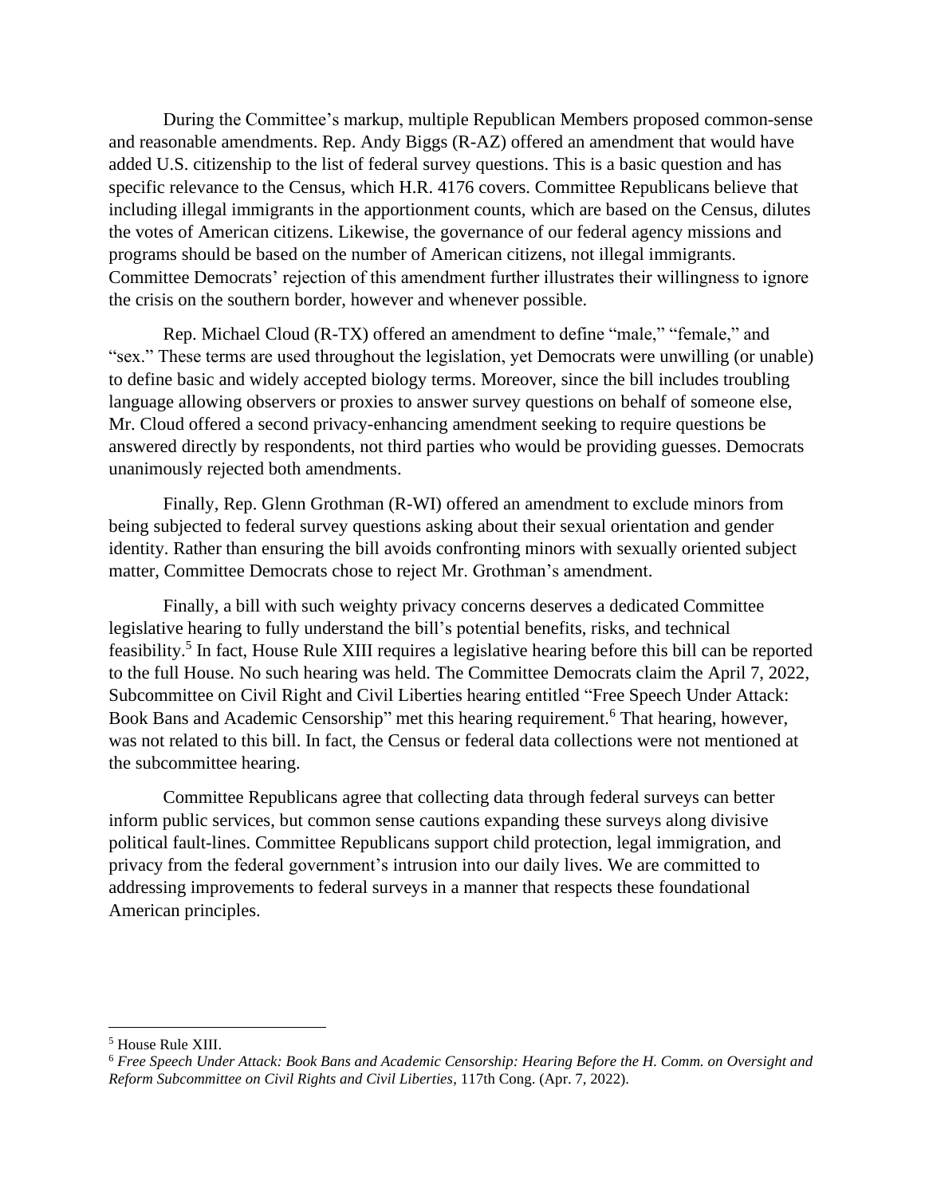During the Committee's markup, multiple Republican Members proposed common-sense and reasonable amendments. Rep. Andy Biggs (R-AZ) offered an amendment that would have added U.S. citizenship to the list of federal survey questions. This is a basic question and has specific relevance to the Census, which H.R. 4176 covers. Committee Republicans believe that including illegal immigrants in the apportionment counts, which are based on the Census, dilutes the votes of American citizens. Likewise, the governance of our federal agency missions and programs should be based on the number of American citizens, not illegal immigrants. Committee Democrats' rejection of this amendment further illustrates their willingness to ignore the crisis on the southern border, however and whenever possible.

Rep. Michael Cloud (R-TX) offered an amendment to define "male," "female," and "sex." These terms are used throughout the legislation, yet Democrats were unwilling (or unable) to define basic and widely accepted biology terms. Moreover, since the bill includes troubling language allowing observers or proxies to answer survey questions on behalf of someone else, Mr. Cloud offered a second privacy-enhancing amendment seeking to require questions be answered directly by respondents, not third parties who would be providing guesses. Democrats unanimously rejected both amendments.

Finally, Rep. Glenn Grothman (R-WI) offered an amendment to exclude minors from being subjected to federal survey questions asking about their sexual orientation and gender identity. Rather than ensuring the bill avoids confronting minors with sexually oriented subject matter, Committee Democrats chose to reject Mr. Grothman's amendment.

Finally, a bill with such weighty privacy concerns deserves a dedicated Committee legislative hearing to fully understand the bill's potential benefits, risks, and technical feasibility.[5] In fact, House Rule XIII requires a legislative hearing before this bill can be reported to the full House. No such hearing was held. The Committee Democrats claim the April 7, 2022, Subcommittee on Civil Right and Civil Liberties hearing entitled "Free Speech Under Attack: Book Bans and Academic Censorship" met this hearing requirement.[6] That hearing, however, was not related to this bill. In fact, the Census or federal data collections were not mentioned at the subcommittee hearing.

Committee Republicans agree that collecting data through federal surveys can better inform public services, but common sense cautions expanding these surveys along divisive political fault-lines. Committee Republicans support child protection, legal immigration, and privacy from the federal government's intrusion into our daily lives. We are committed to addressing improvements to federal surveys in a manner that respects these foundational American principles.

---

[5] House Rule XIII.

[6] *Free Speech Under Attack: Book Bans and Academic Censorship: Hearing Before the H. Comm. on Oversight and Reform Subcommittee on Civil Rights and Civil Liberties*, 117th Cong. (Apr. 7, 2022).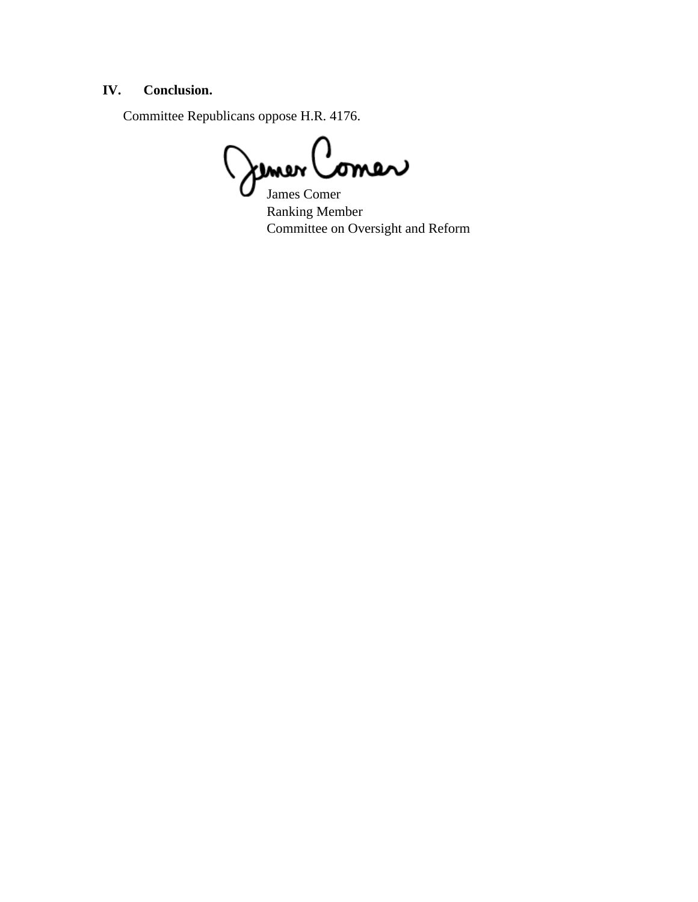## IV. Conclusion.

Committee Republicans oppose H.R. 4176.

James Comer
Ranking Member
Committee on Oversight and Reform